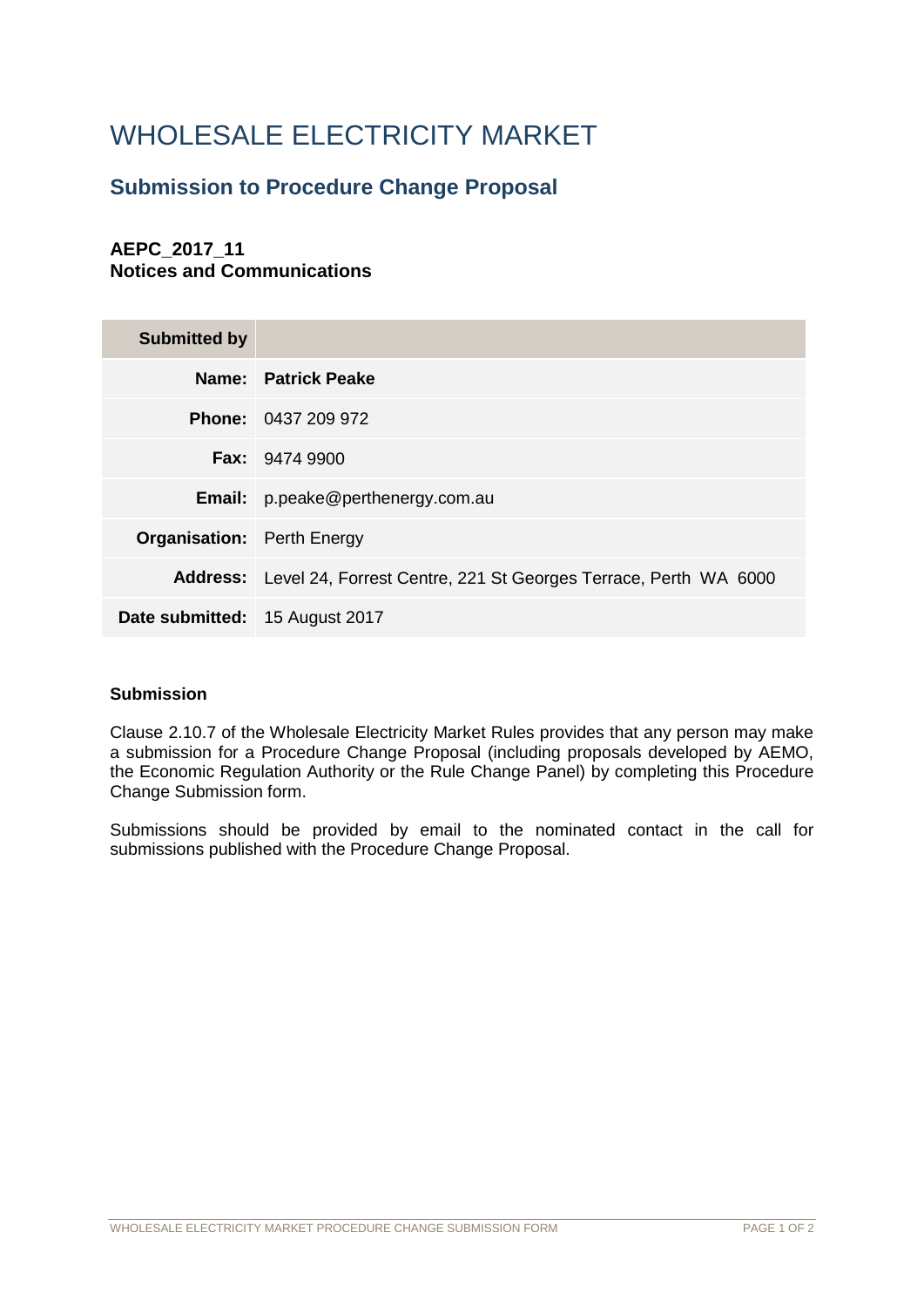# WHOLESALE ELECTRICITY MARKET

## Submission to Procedure Change Proposal

### AEPC_2017_11
### Notices and Communications

| Submitted by | |
|---:|---|
| **Name:** | **Patrick Peake** |
| **Phone:** | 0437 209 972 |
| **Fax:** | 9474 9900 |
| **Email:** | p.peake@perthenergy.com.au |
| **Organisation:** | Perth Energy |
| **Address:** | Level 24, Forrest Centre, 221 St Georges Terrace, Perth WA 6000 |
| **Date submitted:** | 15 August 2017 |

**Submission**

Clause 2.10.7 of the Wholesale Electricity Market Rules provides that any person may make a submission for a Procedure Change Proposal (including proposals developed by AEMO, the Economic Regulation Authority or the Rule Change Panel) by completing this Procedure Change Submission form.

Submissions should be provided by email to the nominated contact in the call for submissions published with the Procedure Change Proposal.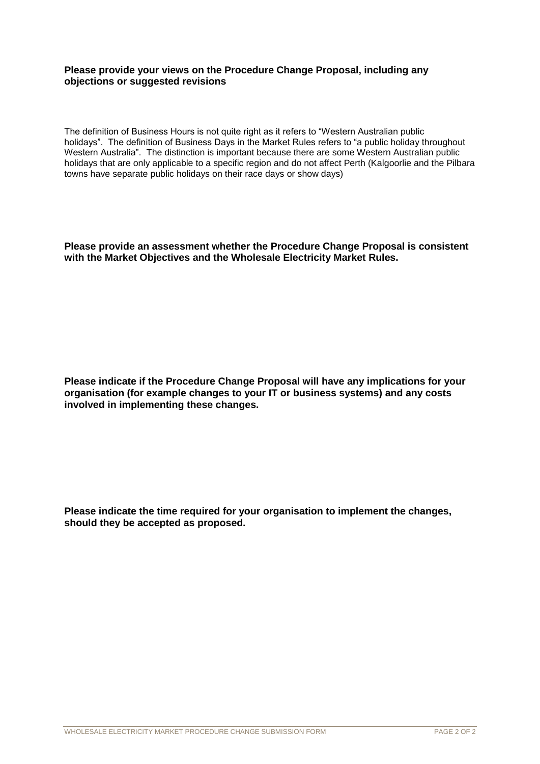**Please provide your views on the Procedure Change Proposal, including any objections or suggested revisions**

The definition of Business Hours is not quite right as it refers to "Western Australian public holidays". The definition of Business Days in the Market Rules refers to "a public holiday throughout Western Australia". The distinction is important because there are some Western Australian public holidays that are only applicable to a specific region and do not affect Perth (Kalgoorlie and the Pilbara towns have separate public holidays on their race days or show days)

**Please provide an assessment whether the Procedure Change Proposal is consistent with the Market Objectives and the Wholesale Electricity Market Rules.**

**Please indicate if the Procedure Change Proposal will have any implications for your organisation (for example changes to your IT or business systems) and any costs involved in implementing these changes.**

**Please indicate the time required for your organisation to implement the changes, should they be accepted as proposed.**